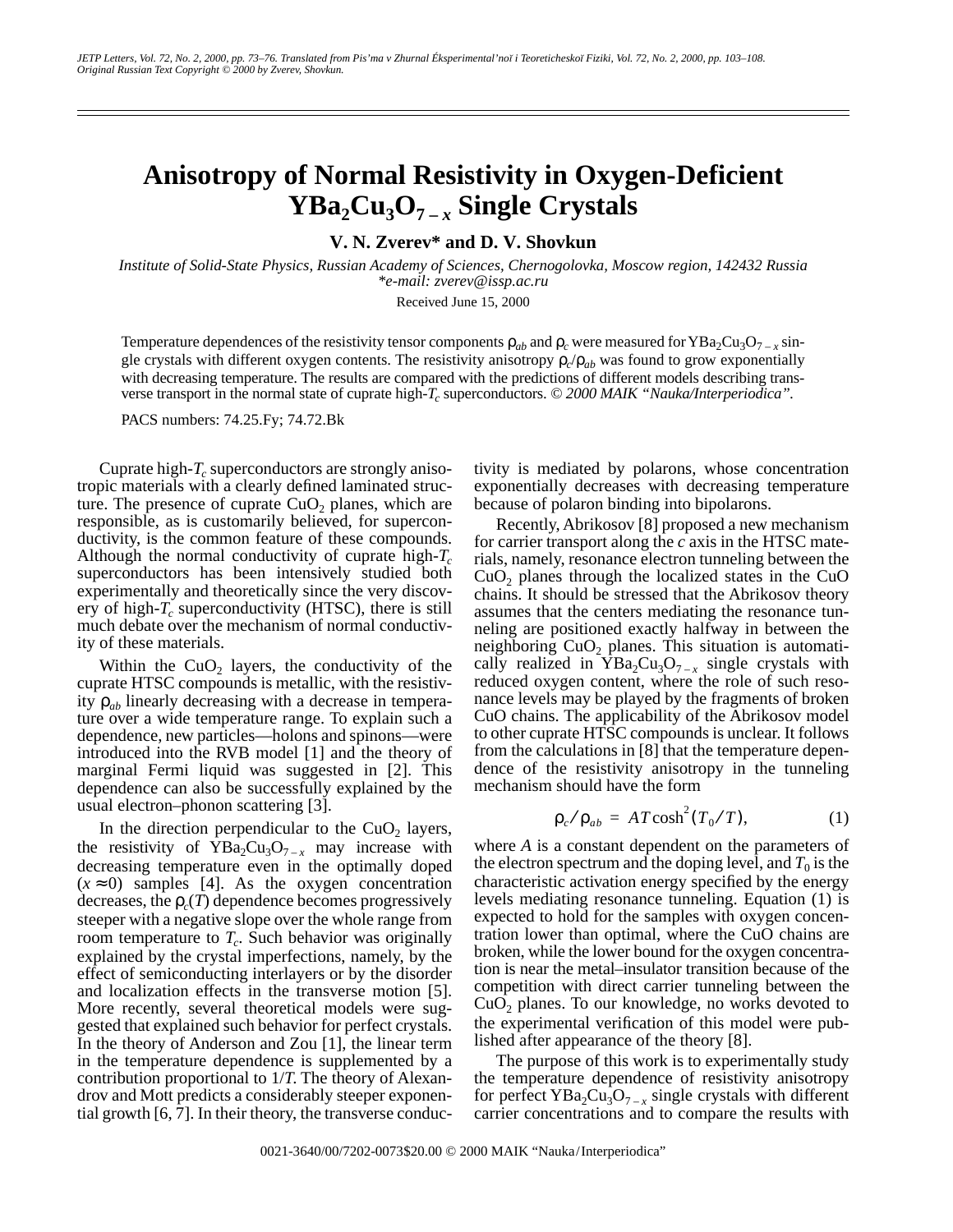# Anisotropy of Normal Resistivity in Oxygen-Deficient $YBa_2Cu_3O_{7-x}$ Single Crystals

**V. N. Zverev\* and D. V. Shovkun**

*Institute of Solid-State Physics, Russian Academy of Sciences, Chernogolovka, Moscow region, 142432 Russia*
*\*e-mail: zverev@issp.ac.ru*

Received June 15, 2000

Temperature dependences of the resistivity tensor components $\rho_{ab}$ and $\rho_c$ were measured for $YBa_2Cu_3O_{7-x}$ single crystals with different oxygen contents. The resistivity anisotropy $\rho_c/\rho_{ab}$ was found to grow exponentially with decreasing temperature. The results are compared with the predictions of different models describing transverse transport in the normal state of cuprate high-$T_c$ superconductors. *© 2000 MAIK "Nauka/Interperiodica".*

PACS numbers: 74.25.Fy; 74.72.Bk

Cuprate high-$T_c$ superconductors are strongly anisotropic materials with a clearly defined laminated structure. The presence of cuprate $CuO_2$ planes, which are responsible, as is customarily believed, for superconductivity, is the common feature of these compounds. Although the normal conductivity of cuprate high-$T_c$ superconductors has been intensively studied both experimentally and theoretically since the very discovery of high-$T_c$ superconductivity (HTSC), there is still much debate over the mechanism of normal conductivity of these materials.

Within the $CuO_2$ layers, the conductivity of the cuprate HTSC compounds is metallic, with the resistivity $\rho_{ab}$ linearly decreasing with a decrease in temperature over a wide temperature range. To explain such a dependence, new particles—holons and spinons—were introduced into the RVB model [1] and the theory of marginal Fermi liquid was suggested in [2]. This dependence can also be successfully explained by the usual electron–phonon scattering [3].

In the direction perpendicular to the $CuO_2$ layers, the resistivity of $YBa_2Cu_3O_{7-x}$ may increase with decreasing temperature even in the optimally doped ($x \approx 0$) samples [4]. As the oxygen concentration decreases, the $\rho_c(T)$ dependence becomes progressively steeper with a negative slope over the whole range from room temperature to $T_c$. Such behavior was originally explained by the crystal imperfections, namely, by the effect of semiconducting interlayers or by the disorder and localization effects in the transverse motion [5]. More recently, several theoretical models were suggested that explained such behavior for perfect crystals. In the theory of Anderson and Zou [1], the linear term in the temperature dependence is supplemented by a contribution proportional to $1/T$. The theory of Alexandrov and Mott predicts a considerably steeper exponential growth [6, 7]. In their theory, the transverse conductivity is mediated by polarons, whose concentration exponentially decreases with decreasing temperature because of polaron binding into bipolarons.

Recently, Abrikosov [8] proposed a new mechanism for carrier transport along the *c* axis in the HTSC materials, namely, resonance electron tunneling between the $CuO_2$ planes through the localized states in the CuO chains. It should be stressed that the Abrikosov theory assumes that the centers mediating the resonance tunneling are positioned exactly halfway in between the neighboring $CuO_2$ planes. This situation is automatically realized in $YBa_2Cu_3O_{7-x}$ single crystals with reduced oxygen content, where the role of such resonance levels may be played by the fragments of broken CuO chains. The applicability of the Abrikosov model to other cuprate HTSC compounds is unclear. It follows from the calculations in [8] that the temperature dependence of the resistivity anisotropy in the tunneling mechanism should have the form

$$\rho_c/\rho_{ab} = AT\cosh^2(T_0/T), \tag{1}$$

where $A$ is a constant dependent on the parameters of the electron spectrum and the doping level, and $T_0$ is the characteristic activation energy specified by the energy levels mediating resonance tunneling. Equation (1) is expected to hold for the samples with oxygen concentration lower than optimal, where the CuO chains are broken, while the lower bound for the oxygen concentration is near the metal–insulator transition because of the competition with direct carrier tunneling between the $CuO_2$ planes. To our knowledge, no works devoted to the experimental verification of this model were published after appearance of the theory [8].

The purpose of this work is to experimentally study the temperature dependence of resistivity anisotropy for perfect $YBa_2Cu_3O_{7-x}$ single crystals with different carrier concentrations and to compare the results with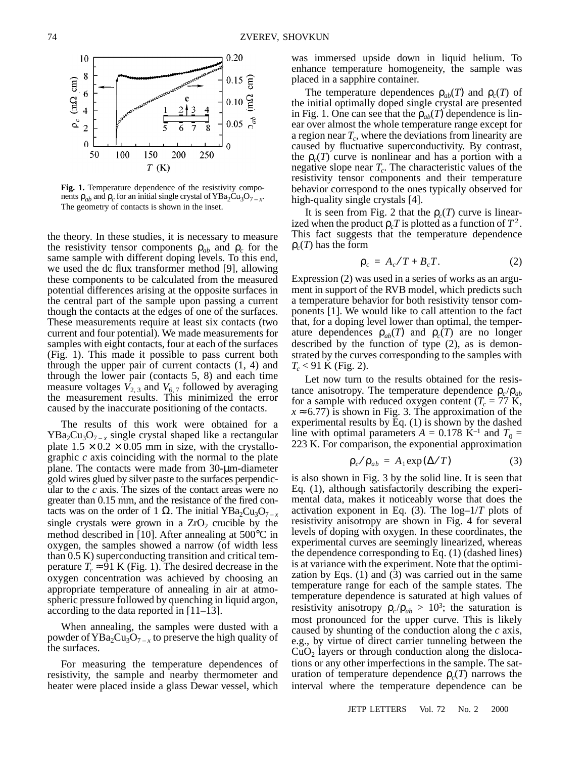**Fig. 1.** Temperature dependence of the resistivity components $\rho_{ab}$ and $\rho_c$ for an initial single crystal of $YBa_2Cu_3O_{7-x}$. The geometry of contacts is shown in the inset.

the theory. In these studies, it is necessary to measure the resistivity tensor components $\rho_{ab}$ and $\rho_c$ for the same sample with different doping levels. To this end, we used the dc flux transformer method [9], allowing these components to be calculated from the measured potential differences arising at the opposite surfaces in the central part of the sample upon passing a current though the contacts at the edges of one of the surfaces. These measurements require at least six contacts (two current and four potential). We made measurements for samples with eight contacts, four at each of the surfaces (Fig. 1). This made it possible to pass current both through the upper pair of current contacts (1, 4) and through the lower pair (contacts 5, 8) and each time measure voltages $V_{2,3}$ and $V_{6,7}$ followed by averaging the measurement results. This minimized the error caused by the inaccurate positioning of the contacts.

The results of this work were obtained for a $YBa_2Cu_3O_{7-x}$ single crystal shaped like a rectangular plate $1.5 \times 0.2 \times 0.05$ mm in size, with the crystallographic *c* axis coinciding with the normal to the plate plane. The contacts were made from 30-μm-diameter gold wires glued by silver paste to the surfaces perpendicular to the *c* axis. The sizes of the contact areas were no greater than 0.15 mm, and the resistance of the fired contacts was on the order of 1 Ω. The initial $YBa_2Cu_3O_{7-x}$ single crystals were grown in a $ZrO_2$ crucible by the method described in [10]. After annealing at 500°C in oxygen, the samples showed a narrow (of width less than 0.5 K) superconducting transition and critical temperature $T_c \approx 91$ K (Fig. 1). The desired decrease in the oxygen concentration was achieved by choosing an appropriate temperature of annealing in air at atmospheric pressure followed by quenching in liquid argon, according to the data reported in [11–13].

When annealing, the samples were dusted with a powder of $YBa_2Cu_3O_{7-x}$ to preserve the high quality of the surfaces.

For measuring the temperature dependences of resistivity, the sample and nearby thermometer and heater were placed inside a glass Dewar vessel, which was immersed upside down in liquid helium. To enhance temperature homogeneity, the sample was placed in a sapphire container.

The temperature dependences $\rho_{ab}(T)$ and $\rho_c(T)$ of the initial optimally doped single crystal are presented in Fig. 1. One can see that the $\rho_{ab}(T)$ dependence is linear over almost the whole temperature range except for a region near $T_c$, where the deviations from linearity are caused by fluctuative superconductivity. By contrast, the $\rho_c(T)$ curve is nonlinear and has a portion with a negative slope near $T_c$. The characteristic values of the resistivity tensor components and their temperature behavior correspond to the ones typically observed for high-quality single crystals [4].

It is seen from Fig. 2 that the $\rho_c(T)$ curve is linearized when the product $\rho_c T$ is plotted as a function of $T^2$. This fact suggests that the temperature dependence $\rho_c(T)$ has the form

$$\rho_c = A_c/T + B_c T. \tag{2}$$

Expression (2) was used in a series of works as an argument in support of the RVB model, which predicts such a temperature behavior for both resistivity tensor components [1]. We would like to call attention to the fact that, for a doping level lower than optimal, the temperature dependences $\rho_{ab}(T)$ and $\rho_c(T)$ are no longer described by the function of type (2), as is demonstrated by the curves corresponding to the samples with $T_c < 91$ K (Fig. 2).

Let now turn to the results obtained for the resistance anisotropy. The temperature dependence $\rho_c/\rho_{ab}$ for a sample with reduced oxygen content ($T_c = 77$ K, $x \approx 6.77$) is shown in Fig. 3. The approximation of the experimental results by Eq. (1) is shown by the dashed line with optimal parameters $A = 0.178$ K$^{-1}$ and $T_0 = 223$ K. For comparison, the exponential approximation

$$\rho_c/\rho_{ab} = A_1 \exp(\Delta/T) \tag{3}$$

is also shown in Fig. 3 by the solid line. It is seen that Eq. (1), although satisfactorily describing the experimental data, makes it noticeably worse that does the activation exponent in Eq. (3). The log–$1/T$ plots of resistivity anisotropy are shown in Fig. 4 for several levels of doping with oxygen. In these coordinates, the experimental curves are seemingly linearized, whereas the dependence corresponding to Eq. (1) (dashed lines) is at variance with the experiment. Note that the optimization by Eqs. (1) and (3) was carried out in the same temperature range for each of the sample states. The temperature dependence is saturated at high values of resistivity anisotropy $\rho_c/\rho_{ab} > 10^3$; the saturation is most pronounced for the upper curve. This is likely caused by shunting of the conduction along the *c* axis, e.g., by virtue of direct carrier tunneling between the $CuO_2$ layers or through conduction along the dislocations or any other imperfections in the sample. The saturation of temperature dependence $\rho_c(T)$ narrows the interval where the temperature dependence can be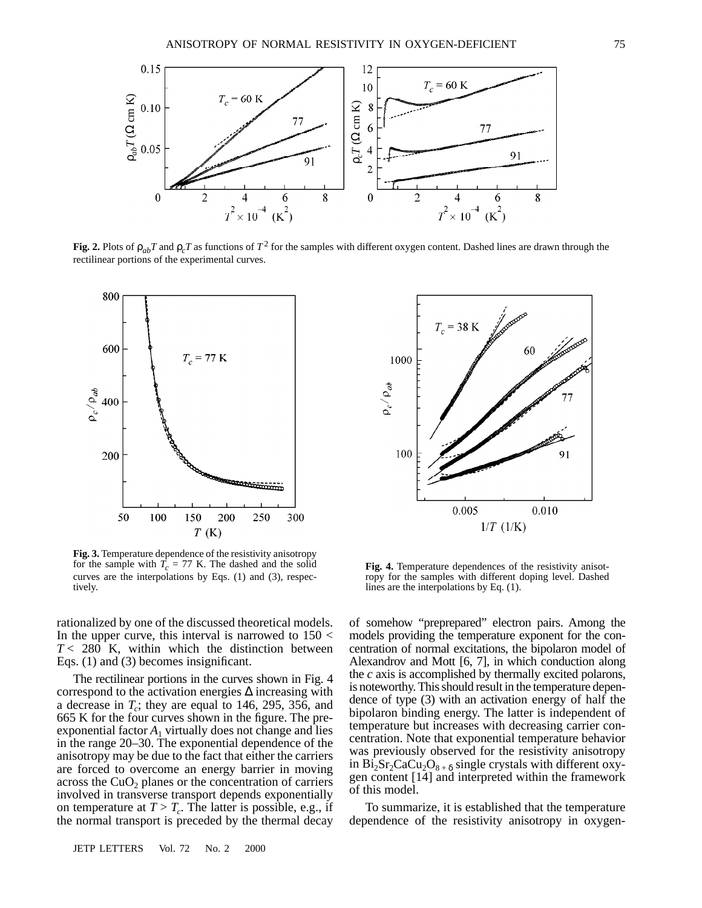**Fig. 2.** Plots of $\rho_{ab}T$ and $\rho_c T$ as functions of $T^2$ for the samples with different oxygen content. Dashed lines are drawn through the rectilinear portions of the experimental curves.

**Fig. 3.** Temperature dependence of the resistivity anisotropy for the sample with $T_c = 77$ K. The dashed and the solid curves are the interpolations by Eqs. (1) and (3), respectively.

**Fig. 4.** Temperature dependences of the resistivity anisotropy for the samples with different doping level. Dashed lines are the interpolations by Eq. (1).

rationalized by one of the discussed theoretical models. In the upper curve, this interval is narrowed to $150 < T < 280$ K, within which the distinction between Eqs. (1) and (3) becomes insignificant.

The rectilinear portions in the curves shown in Fig. 4 correspond to the activation energies $\Delta$ increasing with a decrease in $T_c$; they are equal to 146, 295, 356, and 665 K for the four curves shown in the figure. The pre-exponential factor $A_1$ virtually does not change and lies in the range 20–30. The exponential dependence of the anisotropy may be due to the fact that either the carriers are forced to overcome an energy barrier in moving across the $CuO_2$ planes or the concentration of carriers involved in transverse transport depends exponentially on temperature at $T > T_c$. The latter is possible, e.g., if the normal transport is preceded by the thermal decay of somehow "preprepared" electron pairs. Among the models providing the temperature exponent for the concentration of normal excitations, the bipolaron model of Alexandrov and Mott [6, 7], in which conduction along the *c* axis is accomplished by thermally excited polarons, is noteworthy. This should result in the temperature dependence of type (3) with an activation energy of half the bipolaron binding energy. The latter is independent of temperature but increases with decreasing carrier concentration. Note that exponential temperature behavior was previously observed for the resistivity anisotropy in $Bi_2Sr_2CaCu_2O_{8+\delta}$ single crystals with different oxygen content [14] and interpreted within the framework of this model.

To summarize, it is established that the temperature dependence of the resistivity anisotropy in oxygen-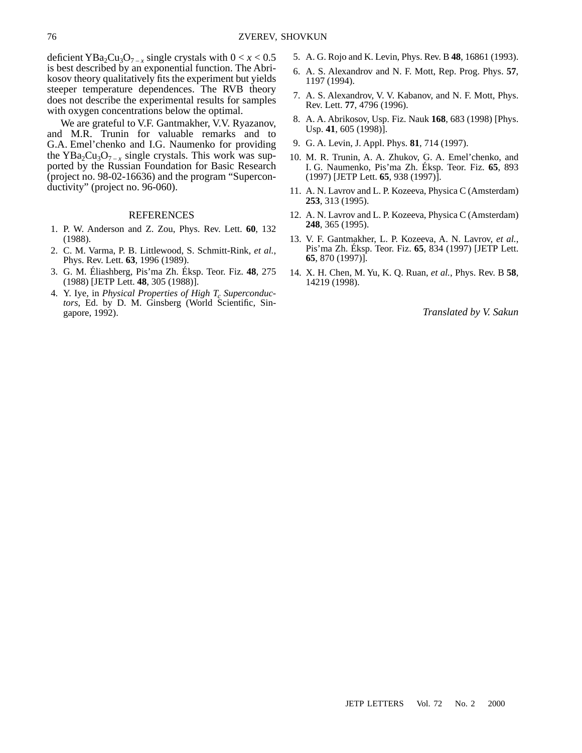deficient $YBa_2Cu_3O_{7-x}$ single crystals with $0 < x < 0.5$ is best described by an exponential function. The Abrikosov theory qualitatively fits the experiment but yields steeper temperature dependences. The RVB theory does not describe the experimental results for samples with oxygen concentrations below the optimal.

We are grateful to V.F. Gantmakher, V.V. Ryazanov, and M.R. Trunin for valuable remarks and to G.A. Emel'chenko and I.G. Naumenko for providing the $YBa_2Cu_3O_{7-x}$ single crystals. This work was supported by the Russian Foundation for Basic Research (project no. 98-02-16636) and the program "Superconductivity" (project no. 96-060).

## REFERENCES

1. P. W. Anderson and Z. Zou, Phys. Rev. Lett. **60**, 132 (1988).
2. C. M. Varma, P. B. Littlewood, S. Schmitt-Rink, *et al.*, Phys. Rev. Lett. **63**, 1996 (1989).
3. G. M. Éliashberg, Pis'ma Zh. Éksp. Teor. Fiz. **48**, 275 (1988) [JETP Lett. **48**, 305 (1988)].
4. Y. Iye, in *Physical Properties of High $T_c$ Superconductors*, Ed. by D. M. Ginsberg (World Scientific, Singapore, 1992).
5. A. G. Rojo and K. Levin, Phys. Rev. B **48**, 16861 (1993).
6. A. S. Alexandrov and N. F. Mott, Rep. Prog. Phys. **57**, 1197 (1994).
7. A. S. Alexandrov, V. V. Kabanov, and N. F. Mott, Phys. Rev. Lett. **77**, 4796 (1996).
8. A. A. Abrikosov, Usp. Fiz. Nauk **168**, 683 (1998) [Phys. Usp. **41**, 605 (1998)].
9. G. A. Levin, J. Appl. Phys. **81**, 714 (1997).
10. M. R. Trunin, A. A. Zhukov, G. A. Emel'chenko, and I. G. Naumenko, Pis'ma Zh. Éksp. Teor. Fiz. **65**, 893 (1997) [JETP Lett. **65**, 938 (1997)].
11. A. N. Lavrov and L. P. Kozeeva, Physica C (Amsterdam) **253**, 313 (1995).
12. A. N. Lavrov and L. P. Kozeeva, Physica C (Amsterdam) **248**, 365 (1995).
13. V. F. Gantmakher, L. P. Kozeeva, A. N. Lavrov, *et al.*, Pis'ma Zh. Éksp. Teor. Fiz. **65**, 834 (1997) [JETP Lett. **65**, 870 (1997)].
14. X. H. Chen, M. Yu, K. Q. Ruan, *et al.*, Phys. Rev. B **58**, 14219 (1998).

*Translated by V. Sakun*